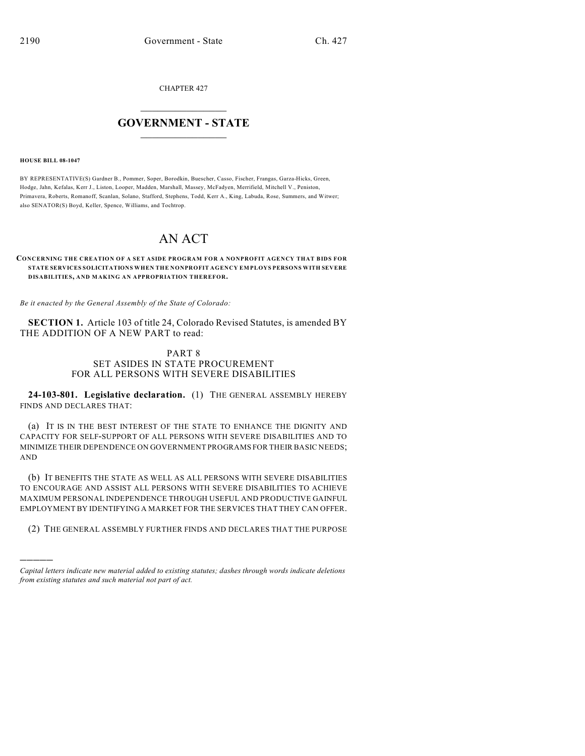CHAPTER 427

# GOVERNMENT - STATE

**HOUSE BILL 08-1047**

BY REPRESENTATIVE(S) Gardner B., Pommer, Soper, Borodkin, Buescher, Casso, Fischer, Frangas, Garza-Hicks, Green, Hodge, Jahn, Kefalas, Kerr J., Liston, Looper, Madden, Marshall, Massey, McFadyen, Merrifield, Mitchell V., Peniston, Primavera, Roberts, Romanoff, Scanlan, Solano, Stafford, Stephens, Todd, Kerr A., King, Labuda, Rose, Summers, and Witwer; also SENATOR(S) Boyd, Keller, Spence, Williams, and Tochtrop.

# AN ACT

**CONCERNING THE CREATION OF A SET ASIDE PROGRAM FOR A NONPROFIT AGENCY THAT BIDS FOR STATE SERVICES SOLICITATIONS WHEN THE NONPROFIT AGENCY EMPLOYS PERSONS WITH SEVERE DISABILITIES, AND MAKING AN APPROPRIATION THEREFOR.**

*Be it enacted by the General Assembly of the State of Colorado:*

**SECTION 1.** Article 103 of title 24, Colorado Revised Statutes, is amended BY THE ADDITION OF A NEW PART to read:

PART 8
SET ASIDES IN STATE PROCUREMENT
FOR ALL PERSONS WITH SEVERE DISABILITIES

**24-103-801. Legislative declaration.** (1) THE GENERAL ASSEMBLY HEREBY FINDS AND DECLARES THAT:

(a) IT IS IN THE BEST INTEREST OF THE STATE TO ENHANCE THE DIGNITY AND CAPACITY FOR SELF-SUPPORT OF ALL PERSONS WITH SEVERE DISABILITIES AND TO MINIMIZE THEIR DEPENDENCE ON GOVERNMENT PROGRAMS FOR THEIR BASIC NEEDS; AND

(b) IT BENEFITS THE STATE AS WELL AS ALL PERSONS WITH SEVERE DISABILITIES TO ENCOURAGE AND ASSIST ALL PERSONS WITH SEVERE DISABILITIES TO ACHIEVE MAXIMUM PERSONAL INDEPENDENCE THROUGH USEFUL AND PRODUCTIVE GAINFUL EMPLOYMENT BY IDENTIFYING A MARKET FOR THE SERVICES THAT THEY CAN OFFER.

(2) THE GENERAL ASSEMBLY FURTHER FINDS AND DECLARES THAT THE PURPOSE

*Capital letters indicate new material added to existing statutes; dashes through words indicate deletions from existing statutes and such material not part of act.*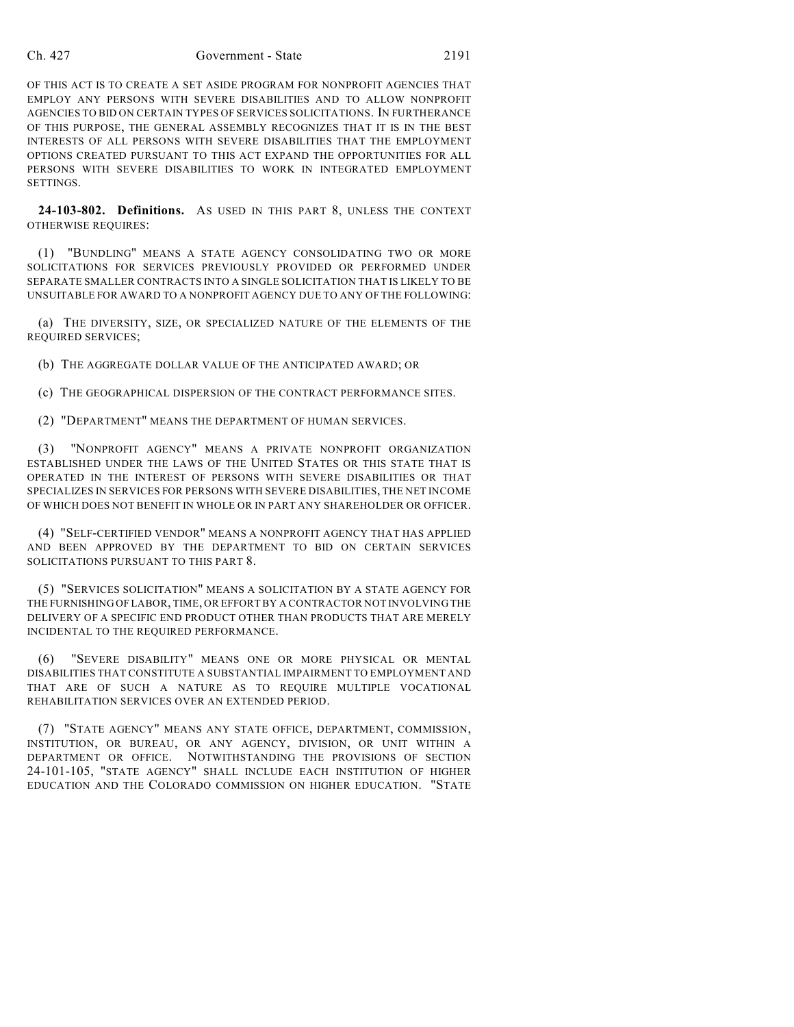OF THIS ACT IS TO CREATE A SET ASIDE PROGRAM FOR NONPROFIT AGENCIES THAT EMPLOY ANY PERSONS WITH SEVERE DISABILITIES AND TO ALLOW NONPROFIT AGENCIES TO BID ON CERTAIN TYPES OF SERVICES SOLICITATIONS. IN FURTHERANCE OF THIS PURPOSE, THE GENERAL ASSEMBLY RECOGNIZES THAT IT IS IN THE BEST INTERESTS OF ALL PERSONS WITH SEVERE DISABILITIES THAT THE EMPLOYMENT OPTIONS CREATED PURSUANT TO THIS ACT EXPAND THE OPPORTUNITIES FOR ALL PERSONS WITH SEVERE DISABILITIES TO WORK IN INTEGRATED EMPLOYMENT SETTINGS.

**24-103-802. Definitions.** AS USED IN THIS PART 8, UNLESS THE CONTEXT OTHERWISE REQUIRES:

(1) "BUNDLING" MEANS A STATE AGENCY CONSOLIDATING TWO OR MORE SOLICITATIONS FOR SERVICES PREVIOUSLY PROVIDED OR PERFORMED UNDER SEPARATE SMALLER CONTRACTS INTO A SINGLE SOLICITATION THAT IS LIKELY TO BE UNSUITABLE FOR AWARD TO A NONPROFIT AGENCY DUE TO ANY OF THE FOLLOWING:

(a) THE DIVERSITY, SIZE, OR SPECIALIZED NATURE OF THE ELEMENTS OF THE REQUIRED SERVICES;

(b) THE AGGREGATE DOLLAR VALUE OF THE ANTICIPATED AWARD; OR

(c) THE GEOGRAPHICAL DISPERSION OF THE CONTRACT PERFORMANCE SITES.

(2) "DEPARTMENT" MEANS THE DEPARTMENT OF HUMAN SERVICES.

(3) "NONPROFIT AGENCY" MEANS A PRIVATE NONPROFIT ORGANIZATION ESTABLISHED UNDER THE LAWS OF THE UNITED STATES OR THIS STATE THAT IS OPERATED IN THE INTEREST OF PERSONS WITH SEVERE DISABILITIES OR THAT SPECIALIZES IN SERVICES FOR PERSONS WITH SEVERE DISABILITIES, THE NET INCOME OF WHICH DOES NOT BENEFIT IN WHOLE OR IN PART ANY SHAREHOLDER OR OFFICER.

(4) "SELF-CERTIFIED VENDOR" MEANS A NONPROFIT AGENCY THAT HAS APPLIED AND BEEN APPROVED BY THE DEPARTMENT TO BID ON CERTAIN SERVICES SOLICITATIONS PURSUANT TO THIS PART 8.

(5) "SERVICES SOLICITATION" MEANS A SOLICITATION BY A STATE AGENCY FOR THE FURNISHING OF LABOR, TIME, OR EFFORT BY A CONTRACTOR NOT INVOLVING THE DELIVERY OF A SPECIFIC END PRODUCT OTHER THAN PRODUCTS THAT ARE MERELY INCIDENTAL TO THE REQUIRED PERFORMANCE.

(6) "SEVERE DISABILITY" MEANS ONE OR MORE PHYSICAL OR MENTAL DISABILITIES THAT CONSTITUTE A SUBSTANTIAL IMPAIRMENT TO EMPLOYMENT AND THAT ARE OF SUCH A NATURE AS TO REQUIRE MULTIPLE VOCATIONAL REHABILITATION SERVICES OVER AN EXTENDED PERIOD.

(7) "STATE AGENCY" MEANS ANY STATE OFFICE, DEPARTMENT, COMMISSION, INSTITUTION, OR BUREAU, OR ANY AGENCY, DIVISION, OR UNIT WITHIN A DEPARTMENT OR OFFICE. NOTWITHSTANDING THE PROVISIONS OF SECTION 24-101-105, "STATE AGENCY" SHALL INCLUDE EACH INSTITUTION OF HIGHER EDUCATION AND THE COLORADO COMMISSION ON HIGHER EDUCATION. "STATE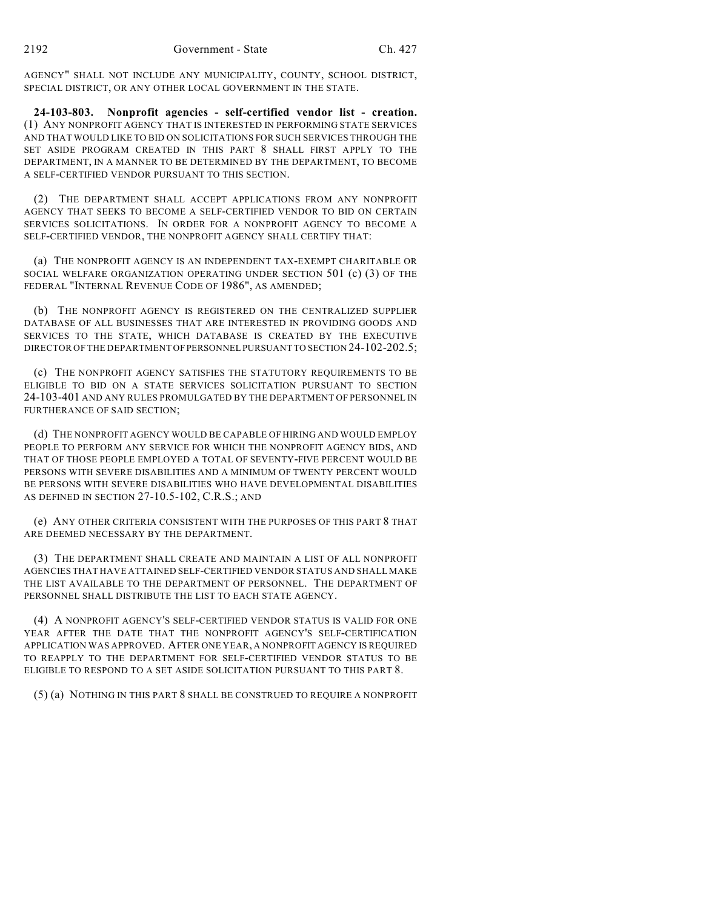AGENCY" SHALL NOT INCLUDE ANY MUNICIPALITY, COUNTY, SCHOOL DISTRICT, SPECIAL DISTRICT, OR ANY OTHER LOCAL GOVERNMENT IN THE STATE.

**24-103-803. Nonprofit agencies - self-certified vendor list - creation.** (1) ANY NONPROFIT AGENCY THAT IS INTERESTED IN PERFORMING STATE SERVICES AND THAT WOULD LIKE TO BID ON SOLICITATIONS FOR SUCH SERVICES THROUGH THE SET ASIDE PROGRAM CREATED IN THIS PART 8 SHALL FIRST APPLY TO THE DEPARTMENT, IN A MANNER TO BE DETERMINED BY THE DEPARTMENT, TO BECOME A SELF-CERTIFIED VENDOR PURSUANT TO THIS SECTION.

(2) THE DEPARTMENT SHALL ACCEPT APPLICATIONS FROM ANY NONPROFIT AGENCY THAT SEEKS TO BECOME A SELF-CERTIFIED VENDOR TO BID ON CERTAIN SERVICES SOLICITATIONS. IN ORDER FOR A NONPROFIT AGENCY TO BECOME A SELF-CERTIFIED VENDOR, THE NONPROFIT AGENCY SHALL CERTIFY THAT:

(a) THE NONPROFIT AGENCY IS AN INDEPENDENT TAX-EXEMPT CHARITABLE OR SOCIAL WELFARE ORGANIZATION OPERATING UNDER SECTION 501 (c) (3) OF THE FEDERAL "INTERNAL REVENUE CODE OF 1986", AS AMENDED;

(b) THE NONPROFIT AGENCY IS REGISTERED ON THE CENTRALIZED SUPPLIER DATABASE OF ALL BUSINESSES THAT ARE INTERESTED IN PROVIDING GOODS AND SERVICES TO THE STATE, WHICH DATABASE IS CREATED BY THE EXECUTIVE DIRECTOR OF THE DEPARTMENT OF PERSONNEL PURSUANT TO SECTION 24-102-202.5;

(c) THE NONPROFIT AGENCY SATISFIES THE STATUTORY REQUIREMENTS TO BE ELIGIBLE TO BID ON A STATE SERVICES SOLICITATION PURSUANT TO SECTION 24-103-401 AND ANY RULES PROMULGATED BY THE DEPARTMENT OF PERSONNEL IN FURTHERANCE OF SAID SECTION;

(d) THE NONPROFIT AGENCY WOULD BE CAPABLE OF HIRING AND WOULD EMPLOY PEOPLE TO PERFORM ANY SERVICE FOR WHICH THE NONPROFIT AGENCY BIDS, AND THAT OF THOSE PEOPLE EMPLOYED A TOTAL OF SEVENTY-FIVE PERCENT WOULD BE PERSONS WITH SEVERE DISABILITIES AND A MINIMUM OF TWENTY PERCENT WOULD BE PERSONS WITH SEVERE DISABILITIES WHO HAVE DEVELOPMENTAL DISABILITIES AS DEFINED IN SECTION 27-10.5-102, C.R.S.; AND

(e) ANY OTHER CRITERIA CONSISTENT WITH THE PURPOSES OF THIS PART 8 THAT ARE DEEMED NECESSARY BY THE DEPARTMENT.

(3) THE DEPARTMENT SHALL CREATE AND MAINTAIN A LIST OF ALL NONPROFIT AGENCIES THAT HAVE ATTAINED SELF-CERTIFIED VENDOR STATUS AND SHALL MAKE THE LIST AVAILABLE TO THE DEPARTMENT OF PERSONNEL. THE DEPARTMENT OF PERSONNEL SHALL DISTRIBUTE THE LIST TO EACH STATE AGENCY.

(4) A NONPROFIT AGENCY'S SELF-CERTIFIED VENDOR STATUS IS VALID FOR ONE YEAR AFTER THE DATE THAT THE NONPROFIT AGENCY'S SELF-CERTIFICATION APPLICATION WAS APPROVED. AFTER ONE YEAR, A NONPROFIT AGENCY IS REQUIRED TO REAPPLY TO THE DEPARTMENT FOR SELF-CERTIFIED VENDOR STATUS TO BE ELIGIBLE TO RESPOND TO A SET ASIDE SOLICITATION PURSUANT TO THIS PART 8.

(5) (a) NOTHING IN THIS PART 8 SHALL BE CONSTRUED TO REQUIRE A NONPROFIT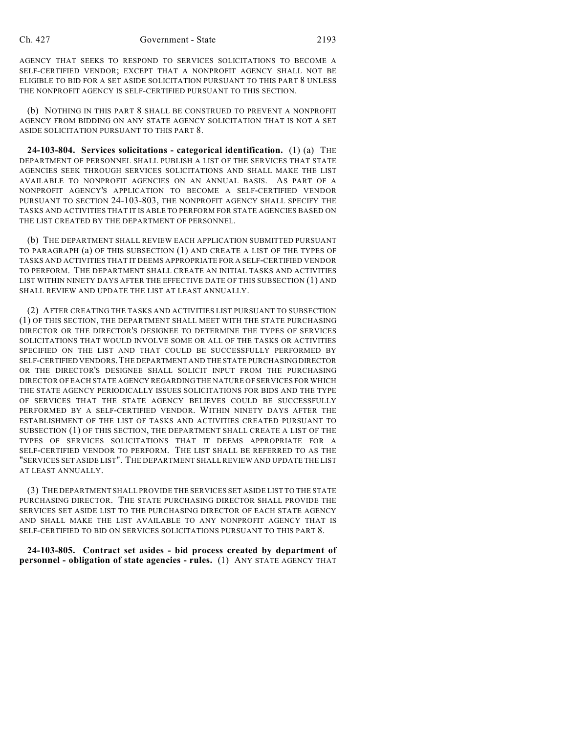AGENCY THAT SEEKS TO RESPOND TO SERVICES SOLICITATIONS TO BECOME A SELF-CERTIFIED VENDOR; EXCEPT THAT A NONPROFIT AGENCY SHALL NOT BE ELIGIBLE TO BID FOR A SET ASIDE SOLICITATION PURSUANT TO THIS PART 8 UNLESS THE NONPROFIT AGENCY IS SELF-CERTIFIED PURSUANT TO THIS SECTION.

(b) NOTHING IN THIS PART 8 SHALL BE CONSTRUED TO PREVENT A NONPROFIT AGENCY FROM BIDDING ON ANY STATE AGENCY SOLICITATION THAT IS NOT A SET ASIDE SOLICITATION PURSUANT TO THIS PART 8.

**24-103-804. Services solicitations - categorical identification.** (1) (a) THE DEPARTMENT OF PERSONNEL SHALL PUBLISH A LIST OF THE SERVICES THAT STATE AGENCIES SEEK THROUGH SERVICES SOLICITATIONS AND SHALL MAKE THE LIST AVAILABLE TO NONPROFIT AGENCIES ON AN ANNUAL BASIS. AS PART OF A NONPROFIT AGENCY'S APPLICATION TO BECOME A SELF-CERTIFIED VENDOR PURSUANT TO SECTION 24-103-803, THE NONPROFIT AGENCY SHALL SPECIFY THE TASKS AND ACTIVITIES THAT IT IS ABLE TO PERFORM FOR STATE AGENCIES BASED ON THE LIST CREATED BY THE DEPARTMENT OF PERSONNEL.

(b) THE DEPARTMENT SHALL REVIEW EACH APPLICATION SUBMITTED PURSUANT TO PARAGRAPH (a) OF THIS SUBSECTION (1) AND CREATE A LIST OF THE TYPES OF TASKS AND ACTIVITIES THAT IT DEEMS APPROPRIATE FOR A SELF-CERTIFIED VENDOR TO PERFORM. THE DEPARTMENT SHALL CREATE AN INITIAL TASKS AND ACTIVITIES LIST WITHIN NINETY DAYS AFTER THE EFFECTIVE DATE OF THIS SUBSECTION (1) AND SHALL REVIEW AND UPDATE THE LIST AT LEAST ANNUALLY.

(2) AFTER CREATING THE TASKS AND ACTIVITIES LIST PURSUANT TO SUBSECTION (1) OF THIS SECTION, THE DEPARTMENT SHALL MEET WITH THE STATE PURCHASING DIRECTOR OR THE DIRECTOR'S DESIGNEE TO DETERMINE THE TYPES OF SERVICES SOLICITATIONS THAT WOULD INVOLVE SOME OR ALL OF THE TASKS OR ACTIVITIES SPECIFIED ON THE LIST AND THAT COULD BE SUCCESSFULLY PERFORMED BY SELF-CERTIFIED VENDORS. THE DEPARTMENT AND THE STATE PURCHASING DIRECTOR OR THE DIRECTOR'S DESIGNEE SHALL SOLICIT INPUT FROM THE PURCHASING DIRECTOR OF EACH STATE AGENCY REGARDING THE NATURE OF SERVICES FOR WHICH THE STATE AGENCY PERIODICALLY ISSUES SOLICITATIONS FOR BIDS AND THE TYPE OF SERVICES THAT THE STATE AGENCY BELIEVES COULD BE SUCCESSFULLY PERFORMED BY A SELF-CERTIFIED VENDOR. WITHIN NINETY DAYS AFTER THE ESTABLISHMENT OF THE LIST OF TASKS AND ACTIVITIES CREATED PURSUANT TO SUBSECTION (1) OF THIS SECTION, THE DEPARTMENT SHALL CREATE A LIST OF THE TYPES OF SERVICES SOLICITATIONS THAT IT DEEMS APPROPRIATE FOR A SELF-CERTIFIED VENDOR TO PERFORM. THE LIST SHALL BE REFERRED TO AS THE "SERVICES SET ASIDE LIST". THE DEPARTMENT SHALL REVIEW AND UPDATE THE LIST AT LEAST ANNUALLY.

(3) THE DEPARTMENT SHALL PROVIDE THE SERVICES SET ASIDE LIST TO THE STATE PURCHASING DIRECTOR. THE STATE PURCHASING DIRECTOR SHALL PROVIDE THE SERVICES SET ASIDE LIST TO THE PURCHASING DIRECTOR OF EACH STATE AGENCY AND SHALL MAKE THE LIST AVAILABLE TO ANY NONPROFIT AGENCY THAT IS SELF-CERTIFIED TO BID ON SERVICES SOLICITATIONS PURSUANT TO THIS PART 8.

**24-103-805. Contract set asides - bid process created by department of personnel - obligation of state agencies - rules.** (1) ANY STATE AGENCY THAT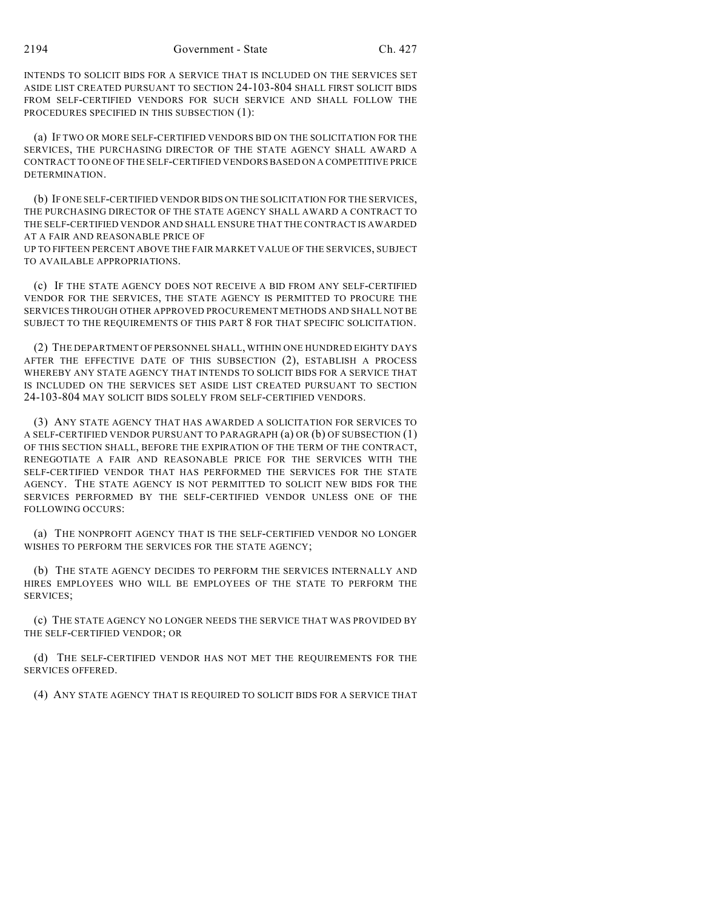INTENDS TO SOLICIT BIDS FOR A SERVICE THAT IS INCLUDED ON THE SERVICES SET ASIDE LIST CREATED PURSUANT TO SECTION 24-103-804 SHALL FIRST SOLICIT BIDS FROM SELF-CERTIFIED VENDORS FOR SUCH SERVICE AND SHALL FOLLOW THE PROCEDURES SPECIFIED IN THIS SUBSECTION (1):

(a) IF TWO OR MORE SELF-CERTIFIED VENDORS BID ON THE SOLICITATION FOR THE SERVICES, THE PURCHASING DIRECTOR OF THE STATE AGENCY SHALL AWARD A CONTRACT TO ONE OF THE SELF-CERTIFIED VENDORS BASED ON A COMPETITIVE PRICE DETERMINATION.

(b) IF ONE SELF-CERTIFIED VENDOR BIDS ON THE SOLICITATION FOR THE SERVICES, THE PURCHASING DIRECTOR OF THE STATE AGENCY SHALL AWARD A CONTRACT TO THE SELF-CERTIFIED VENDOR AND SHALL ENSURE THAT THE CONTRACT IS AWARDED AT A FAIR AND REASONABLE PRICE OF UP TO FIFTEEN PERCENT ABOVE THE FAIR MARKET VALUE OF THE SERVICES, SUBJECT TO AVAILABLE APPROPRIATIONS.

(c) IF THE STATE AGENCY DOES NOT RECEIVE A BID FROM ANY SELF-CERTIFIED VENDOR FOR THE SERVICES, THE STATE AGENCY IS PERMITTED TO PROCURE THE SERVICES THROUGH OTHER APPROVED PROCUREMENT METHODS AND SHALL NOT BE SUBJECT TO THE REQUIREMENTS OF THIS PART 8 FOR THAT SPECIFIC SOLICITATION.

(2) THE DEPARTMENT OF PERSONNEL SHALL, WITHIN ONE HUNDRED EIGHTY DAYS AFTER THE EFFECTIVE DATE OF THIS SUBSECTION (2), ESTABLISH A PROCESS WHEREBY ANY STATE AGENCY THAT INTENDS TO SOLICIT BIDS FOR A SERVICE THAT IS INCLUDED ON THE SERVICES SET ASIDE LIST CREATED PURSUANT TO SECTION 24-103-804 MAY SOLICIT BIDS SOLELY FROM SELF-CERTIFIED VENDORS.

(3) ANY STATE AGENCY THAT HAS AWARDED A SOLICITATION FOR SERVICES TO A SELF-CERTIFIED VENDOR PURSUANT TO PARAGRAPH (a) OR (b) OF SUBSECTION (1) OF THIS SECTION SHALL, BEFORE THE EXPIRATION OF THE TERM OF THE CONTRACT, RENEGOTIATE A FAIR AND REASONABLE PRICE FOR THE SERVICES WITH THE SELF-CERTIFIED VENDOR THAT HAS PERFORMED THE SERVICES FOR THE STATE AGENCY. THE STATE AGENCY IS NOT PERMITTED TO SOLICIT NEW BIDS FOR THE SERVICES PERFORMED BY THE SELF-CERTIFIED VENDOR UNLESS ONE OF THE FOLLOWING OCCURS:

(a) THE NONPROFIT AGENCY THAT IS THE SELF-CERTIFIED VENDOR NO LONGER WISHES TO PERFORM THE SERVICES FOR THE STATE AGENCY;

(b) THE STATE AGENCY DECIDES TO PERFORM THE SERVICES INTERNALLY AND HIRES EMPLOYEES WHO WILL BE EMPLOYEES OF THE STATE TO PERFORM THE SERVICES;

(c) THE STATE AGENCY NO LONGER NEEDS THE SERVICE THAT WAS PROVIDED BY THE SELF-CERTIFIED VENDOR; OR

(d) THE SELF-CERTIFIED VENDOR HAS NOT MET THE REQUIREMENTS FOR THE SERVICES OFFERED.

(4) ANY STATE AGENCY THAT IS REQUIRED TO SOLICIT BIDS FOR A SERVICE THAT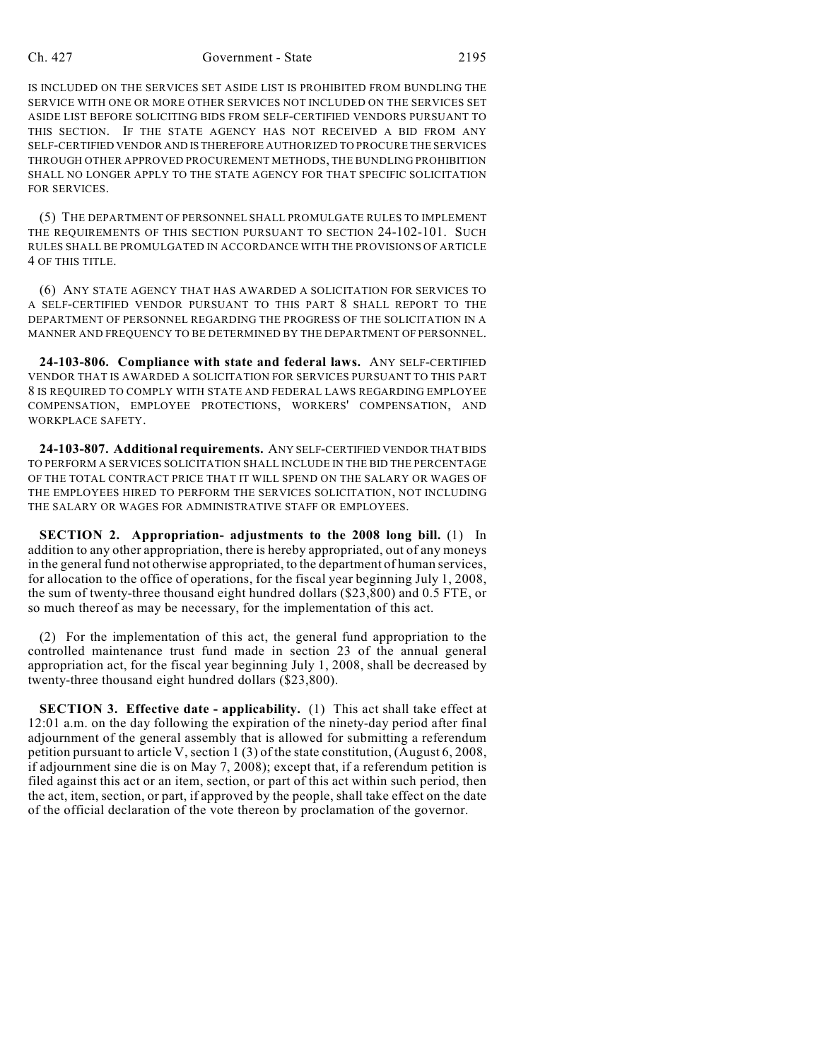IS INCLUDED ON THE SERVICES SET ASIDE LIST IS PROHIBITED FROM BUNDLING THE SERVICE WITH ONE OR MORE OTHER SERVICES NOT INCLUDED ON THE SERVICES SET ASIDE LIST BEFORE SOLICITING BIDS FROM SELF-CERTIFIED VENDORS PURSUANT TO THIS SECTION. IF THE STATE AGENCY HAS NOT RECEIVED A BID FROM ANY SELF-CERTIFIED VENDOR AND IS THEREFORE AUTHORIZED TO PROCURE THE SERVICES THROUGH OTHER APPROVED PROCUREMENT METHODS, THE BUNDLING PROHIBITION SHALL NO LONGER APPLY TO THE STATE AGENCY FOR THAT SPECIFIC SOLICITATION FOR SERVICES.

(5) THE DEPARTMENT OF PERSONNEL SHALL PROMULGATE RULES TO IMPLEMENT THE REQUIREMENTS OF THIS SECTION PURSUANT TO SECTION 24-102-101. SUCH RULES SHALL BE PROMULGATED IN ACCORDANCE WITH THE PROVISIONS OF ARTICLE 4 OF THIS TITLE.

(6) ANY STATE AGENCY THAT HAS AWARDED A SOLICITATION FOR SERVICES TO A SELF-CERTIFIED VENDOR PURSUANT TO THIS PART 8 SHALL REPORT TO THE DEPARTMENT OF PERSONNEL REGARDING THE PROGRESS OF THE SOLICITATION IN A MANNER AND FREQUENCY TO BE DETERMINED BY THE DEPARTMENT OF PERSONNEL.

**24-103-806. Compliance with state and federal laws.** ANY SELF-CERTIFIED VENDOR THAT IS AWARDED A SOLICITATION FOR SERVICES PURSUANT TO THIS PART 8 IS REQUIRED TO COMPLY WITH STATE AND FEDERAL LAWS REGARDING EMPLOYEE COMPENSATION, EMPLOYEE PROTECTIONS, WORKERS' COMPENSATION, AND WORKPLACE SAFETY.

**24-103-807. Additional requirements.** ANY SELF-CERTIFIED VENDOR THAT BIDS TO PERFORM A SERVICES SOLICITATION SHALL INCLUDE IN THE BID THE PERCENTAGE OF THE TOTAL CONTRACT PRICE THAT IT WILL SPEND ON THE SALARY OR WAGES OF THE EMPLOYEES HIRED TO PERFORM THE SERVICES SOLICITATION, NOT INCLUDING THE SALARY OR WAGES FOR ADMINISTRATIVE STAFF OR EMPLOYEES.

**SECTION 2. Appropriation- adjustments to the 2008 long bill.** (1) In addition to any other appropriation, there is hereby appropriated, out of any moneys in the general fund not otherwise appropriated, to the department of human services, for allocation to the office of operations, for the fiscal year beginning July 1, 2008, the sum of twenty-three thousand eight hundred dollars ($23,800) and 0.5 FTE, or so much thereof as may be necessary, for the implementation of this act.

(2) For the implementation of this act, the general fund appropriation to the controlled maintenance trust fund made in section 23 of the annual general appropriation act, for the fiscal year beginning July 1, 2008, shall be decreased by twenty-three thousand eight hundred dollars ($23,800).

**SECTION 3. Effective date - applicability.** (1) This act shall take effect at 12:01 a.m. on the day following the expiration of the ninety-day period after final adjournment of the general assembly that is allowed for submitting a referendum petition pursuant to article V, section 1 (3) of the state constitution, (August 6, 2008, if adjournment sine die is on May 7, 2008); except that, if a referendum petition is filed against this act or an item, section, or part of this act within such period, then the act, item, section, or part, if approved by the people, shall take effect on the date of the official declaration of the vote thereon by proclamation of the governor.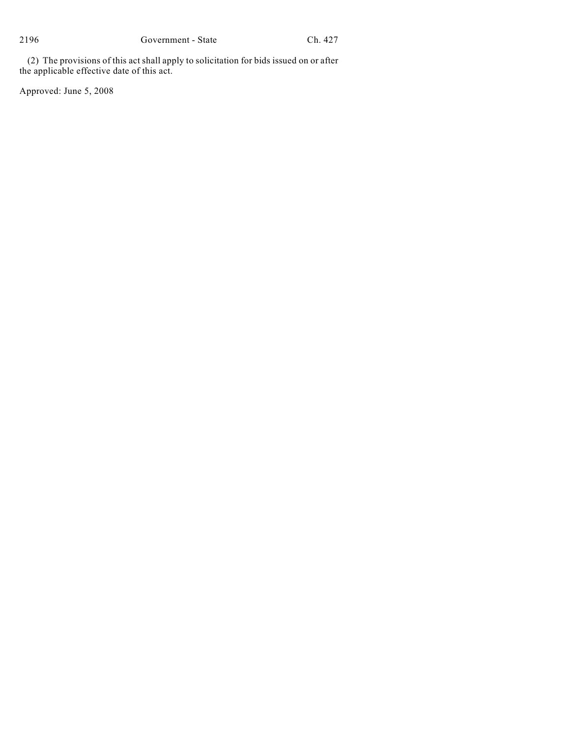(2) The provisions of this act shall apply to solicitation for bids issued on or after the applicable effective date of this act.

Approved: June 5, 2008